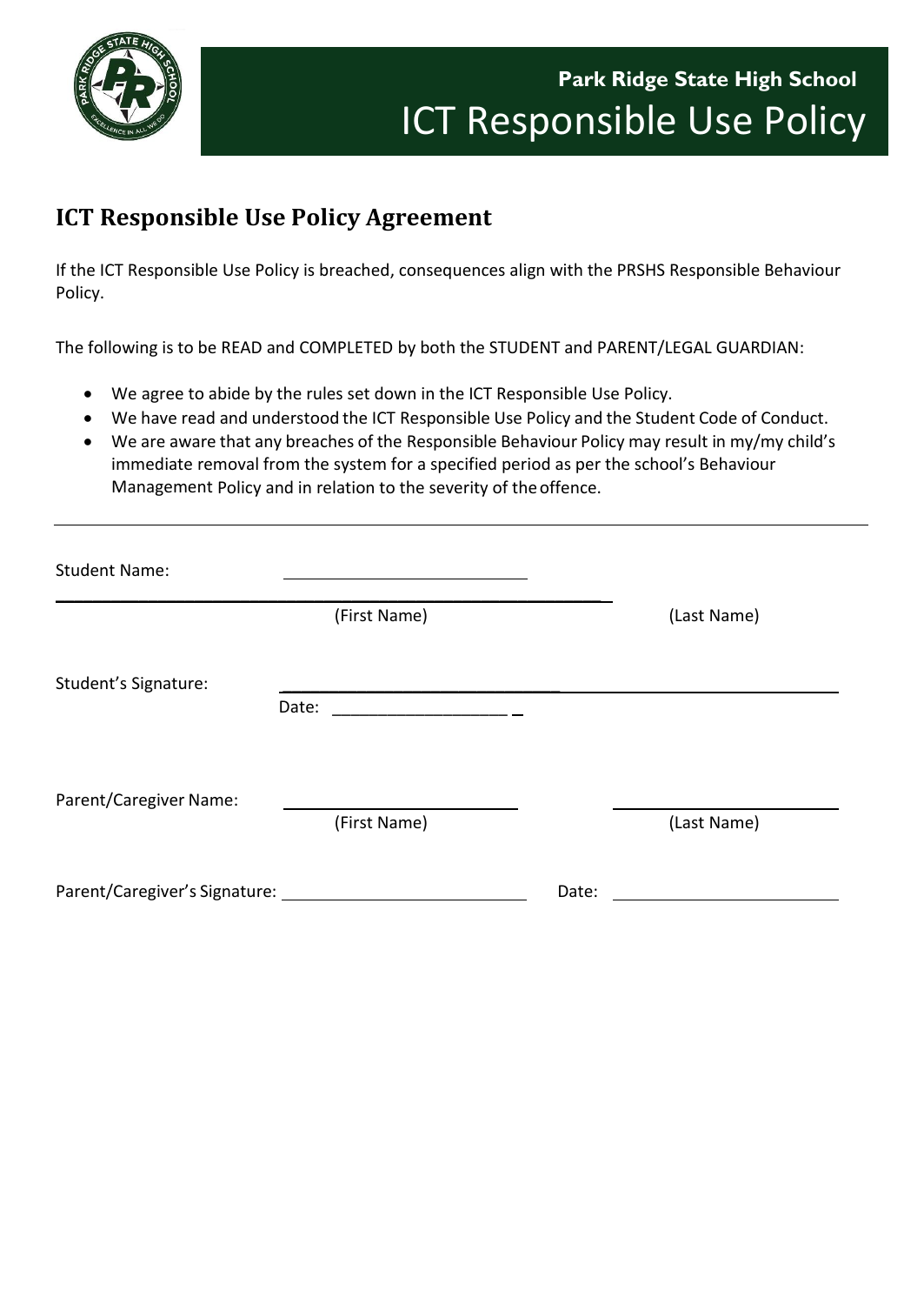**Park Ridge State High School**

# ICT Responsible Use Policy

## ICT Responsible Use Policy Agreement

If the ICT Responsible Use Policy is breached, consequences align with the PRSHS Responsible Behaviour Policy.

The following is to be READ and COMPLETED by both the STUDENT and PARENT/LEGAL GUARDIAN:

- We agree to abide by the rules set down in the ICT Responsible Use Policy.
- We have read and understood the ICT Responsible Use Policy and the Student Code of Conduct.
- We are aware that any breaches of the Responsible Behaviour Policy may result in my/my child's immediate removal from the system for a specified period as per the school's Behaviour Management Policy and in relation to the severity of the offence.

---

Student Name: ______________________ ______________________

(First Name) (Last Name)

Student's Signature: ______________________________________________

Date: ____________________

Parent/Caregiver Name: ______________________ ______________________

(First Name) (Last Name)

Parent/Caregiver's Signature: ______________________ Date: ______________________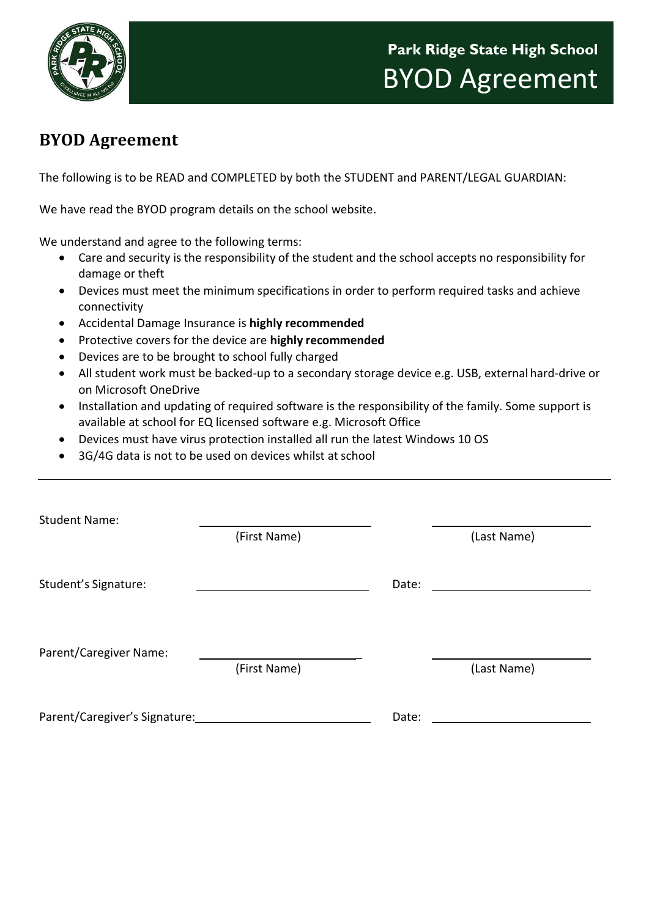**Park Ridge State High School**
BYOD Agreement

## BYOD Agreement

The following is to be READ and COMPLETED by both the STUDENT and PARENT/LEGAL GUARDIAN:

We have read the BYOD program details on the school website.

We understand and agree to the following terms:

- Care and security is the responsibility of the student and the school accepts no responsibility for damage or theft
- Devices must meet the minimum specifications in order to perform required tasks and achieve connectivity
- Accidental Damage Insurance is **highly recommended**
- Protective covers for the device are **highly recommended**
- Devices are to be brought to school fully charged
- All student work must be backed-up to a secondary storage device e.g. USB, external hard-drive or on Microsoft OneDrive
- Installation and updating of required software is the responsibility of the family. Some support is available at school for EQ licensed software e.g. Microsoft Office
- Devices must have virus protection installed all run the latest Windows 10 OS
- 3G/4G data is not to be used on devices whilst at school

---

Student Name: ______________________ ______________________
(First Name) (Last Name)

Student's Signature: ______________________ Date: ______________________

Parent/Caregiver Name: ______________________ ______________________
(First Name) (Last Name)

Parent/Caregiver's Signature: ______________________ Date: ______________________